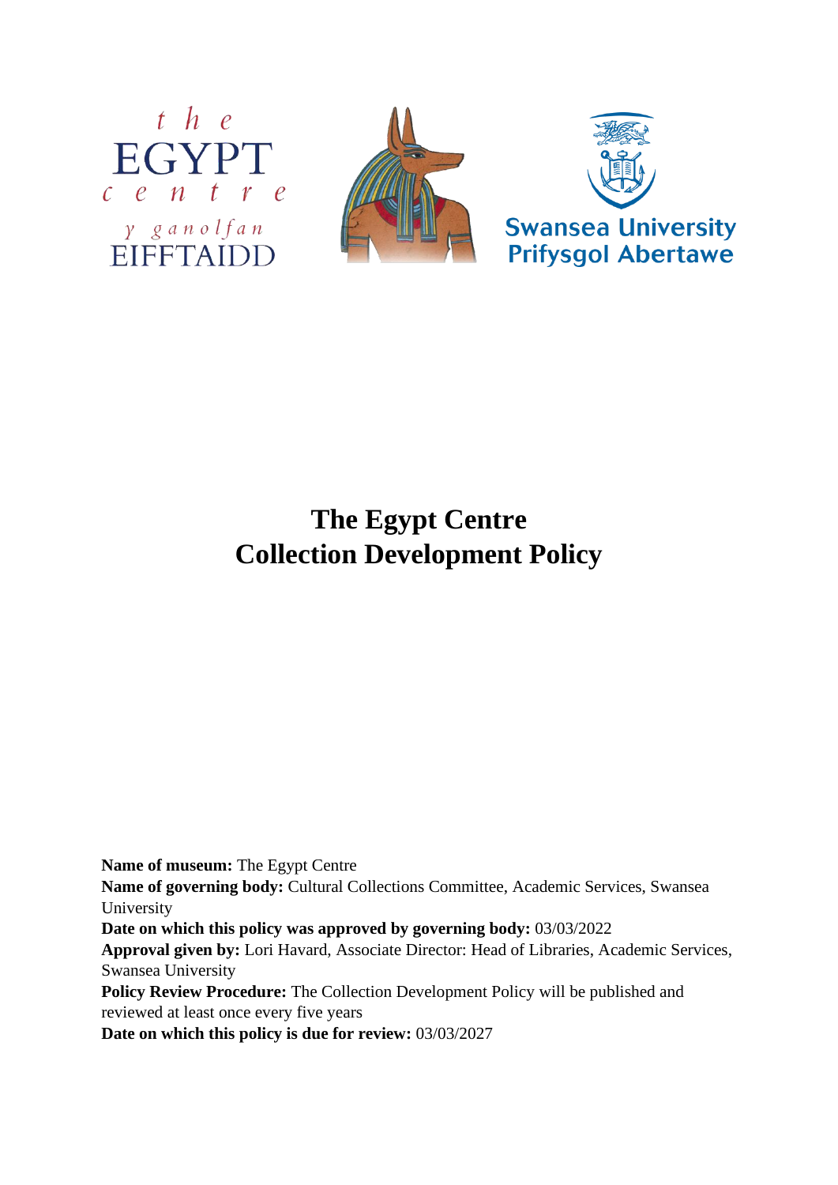the EGYPT centre
y ganolfan EIFFTAIDD

Swansea University
Prifysgol Abertawe

# The Egypt Centre Collection Development Policy

**Name of museum:** The Egypt Centre
**Name of governing body:** Cultural Collections Committee, Academic Services, Swansea University
**Date on which this policy was approved by governing body:** 03/03/2022
**Approval given by:** Lori Havard, Associate Director: Head of Libraries, Academic Services, Swansea University
**Policy Review Procedure:** The Collection Development Policy will be published and reviewed at least once every five years
**Date on which this policy is due for review:** 03/03/2027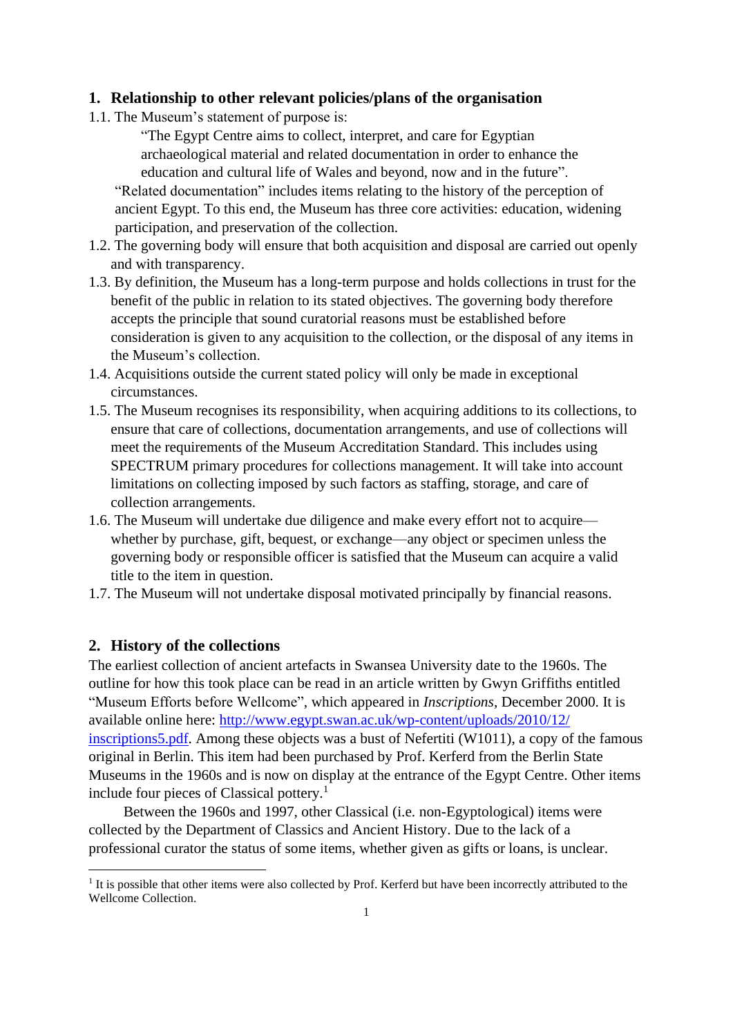## 1. Relationship to other relevant policies/plans of the organisation

1.1. The Museum's statement of purpose is:

> "The Egypt Centre aims to collect, interpret, and care for Egyptian archaeological material and related documentation in order to enhance the education and cultural life of Wales and beyond, now and in the future".

"Related documentation" includes items relating to the history of the perception of ancient Egypt. To this end, the Museum has three core activities: education, widening participation, and preservation of the collection.

1.2. The governing body will ensure that both acquisition and disposal are carried out openly and with transparency.

1.3. By definition, the Museum has a long-term purpose and holds collections in trust for the benefit of the public in relation to its stated objectives. The governing body therefore accepts the principle that sound curatorial reasons must be established before consideration is given to any acquisition to the collection, or the disposal of any items in the Museum's collection.

1.4. Acquisitions outside the current stated policy will only be made in exceptional circumstances.

1.5. The Museum recognises its responsibility, when acquiring additions to its collections, to ensure that care of collections, documentation arrangements, and use of collections will meet the requirements of the Museum Accreditation Standard. This includes using SPECTRUM primary procedures for collections management. It will take into account limitations on collecting imposed by such factors as staffing, storage, and care of collection arrangements.

1.6. The Museum will undertake due diligence and make every effort not to acquire—whether by purchase, gift, bequest, or exchange—any object or specimen unless the governing body or responsible officer is satisfied that the Museum can acquire a valid title to the item in question.

1.7. The Museum will not undertake disposal motivated principally by financial reasons.

## 2. History of the collections

The earliest collection of ancient artefacts in Swansea University date to the 1960s. The outline for how this took place can be read in an article written by Gwyn Griffiths entitled "Museum Efforts before Wellcome", which appeared in *Inscriptions*, December 2000. It is available online here: [http://www.egypt.swan.ac.uk/wp-content/uploads/2010/12/inscriptions5.pdf](http://www.egypt.swan.ac.uk/wp-content/uploads/2010/12/inscriptions5.pdf). Among these objects was a bust of Nefertiti (W1011), a copy of the famous original in Berlin. This item had been purchased by Prof. Kerferd from the Berlin State Museums in the 1960s and is now on display at the entrance of the Egypt Centre. Other items include four pieces of Classical pottery.[1]

Between the 1960s and 1997, other Classical (i.e. non-Egyptological) items were collected by the Department of Classics and Ancient History. Due to the lack of a professional curator the status of some items, whether given as gifts or loans, is unclear.

[1] It is possible that other items were also collected by Prof. Kerferd but have been incorrectly attributed to the Wellcome Collection.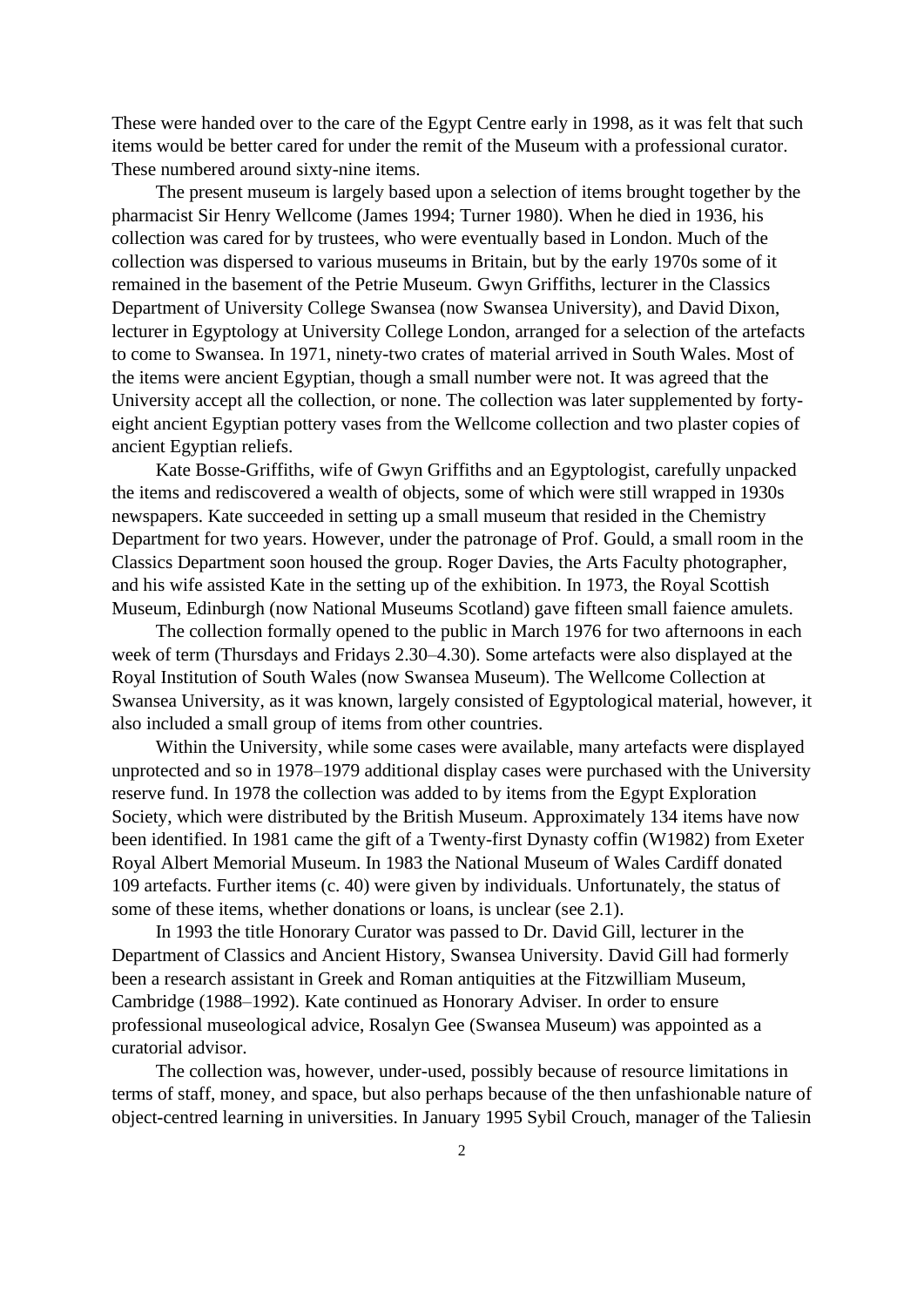These were handed over to the care of the Egypt Centre early in 1998, as it was felt that such items would be better cared for under the remit of the Museum with a professional curator. These numbered around sixty-nine items.

The present museum is largely based upon a selection of items brought together by the pharmacist Sir Henry Wellcome (James 1994; Turner 1980). When he died in 1936, his collection was cared for by trustees, who were eventually based in London. Much of the collection was dispersed to various museums in Britain, but by the early 1970s some of it remained in the basement of the Petrie Museum. Gwyn Griffiths, lecturer in the Classics Department of University College Swansea (now Swansea University), and David Dixon, lecturer in Egyptology at University College London, arranged for a selection of the artefacts to come to Swansea. In 1971, ninety-two crates of material arrived in South Wales. Most of the items were ancient Egyptian, though a small number were not. It was agreed that the University accept all the collection, or none. The collection was later supplemented by forty-eight ancient Egyptian pottery vases from the Wellcome collection and two plaster copies of ancient Egyptian reliefs.

Kate Bosse-Griffiths, wife of Gwyn Griffiths and an Egyptologist, carefully unpacked the items and rediscovered a wealth of objects, some of which were still wrapped in 1930s newspapers. Kate succeeded in setting up a small museum that resided in the Chemistry Department for two years. However, under the patronage of Prof. Gould, a small room in the Classics Department soon housed the group. Roger Davies, the Arts Faculty photographer, and his wife assisted Kate in the setting up of the exhibition. In 1973, the Royal Scottish Museum, Edinburgh (now National Museums Scotland) gave fifteen small faience amulets.

The collection formally opened to the public in March 1976 for two afternoons in each week of term (Thursdays and Fridays 2.30–4.30). Some artefacts were also displayed at the Royal Institution of South Wales (now Swansea Museum). The Wellcome Collection at Swansea University, as it was known, largely consisted of Egyptological material, however, it also included a small group of items from other countries.

Within the University, while some cases were available, many artefacts were displayed unprotected and so in 1978–1979 additional display cases were purchased with the University reserve fund. In 1978 the collection was added to by items from the Egypt Exploration Society, which were distributed by the British Museum. Approximately 134 items have now been identified. In 1981 came the gift of a Twenty-first Dynasty coffin (W1982) from Exeter Royal Albert Memorial Museum. In 1983 the National Museum of Wales Cardiff donated 109 artefacts. Further items (c. 40) were given by individuals. Unfortunately, the status of some of these items, whether donations or loans, is unclear (see 2.1).

In 1993 the title Honorary Curator was passed to Dr. David Gill, lecturer in the Department of Classics and Ancient History, Swansea University. David Gill had formerly been a research assistant in Greek and Roman antiquities at the Fitzwilliam Museum, Cambridge (1988–1992). Kate continued as Honorary Adviser. In order to ensure professional museological advice, Rosalyn Gee (Swansea Museum) was appointed as a curatorial advisor.

The collection was, however, under-used, possibly because of resource limitations in terms of staff, money, and space, but also perhaps because of the then unfashionable nature of object-centred learning in universities. In January 1995 Sybil Crouch, manager of the Taliesin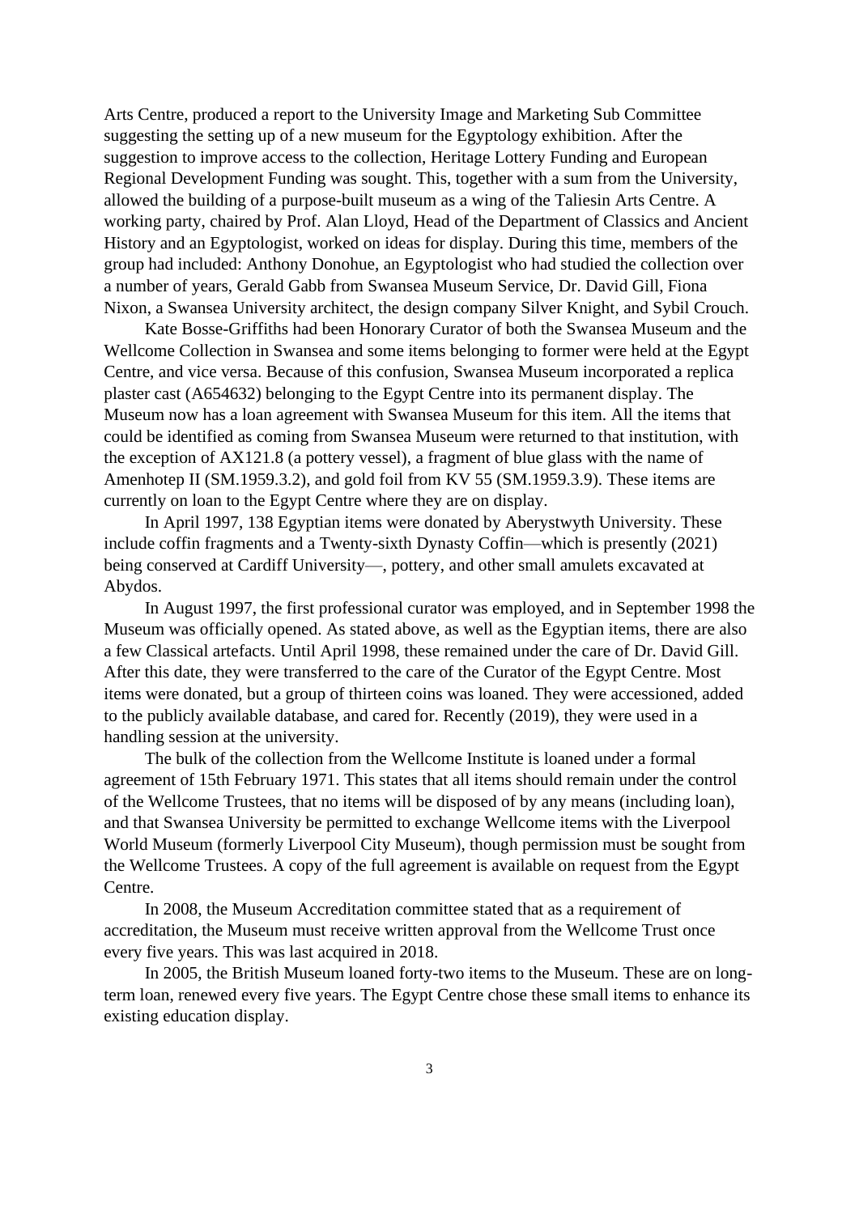Arts Centre, produced a report to the University Image and Marketing Sub Committee suggesting the setting up of a new museum for the Egyptology exhibition. After the suggestion to improve access to the collection, Heritage Lottery Funding and European Regional Development Funding was sought. This, together with a sum from the University, allowed the building of a purpose-built museum as a wing of the Taliesin Arts Centre. A working party, chaired by Prof. Alan Lloyd, Head of the Department of Classics and Ancient History and an Egyptologist, worked on ideas for display. During this time, members of the group had included: Anthony Donohue, an Egyptologist who had studied the collection over a number of years, Gerald Gabb from Swansea Museum Service, Dr. David Gill, Fiona Nixon, a Swansea University architect, the design company Silver Knight, and Sybil Crouch.

Kate Bosse-Griffiths had been Honorary Curator of both the Swansea Museum and the Wellcome Collection in Swansea and some items belonging to former were held at the Egypt Centre, and vice versa. Because of this confusion, Swansea Museum incorporated a replica plaster cast (A654632) belonging to the Egypt Centre into its permanent display. The Museum now has a loan agreement with Swansea Museum for this item. All the items that could be identified as coming from Swansea Museum were returned to that institution, with the exception of AX121.8 (a pottery vessel), a fragment of blue glass with the name of Amenhotep II (SM.1959.3.2), and gold foil from KV 55 (SM.1959.3.9). These items are currently on loan to the Egypt Centre where they are on display.

In April 1997, 138 Egyptian items were donated by Aberystwyth University. These include coffin fragments and a Twenty-sixth Dynasty Coffin—which is presently (2021) being conserved at Cardiff University—, pottery, and other small amulets excavated at Abydos.

In August 1997, the first professional curator was employed, and in September 1998 the Museum was officially opened. As stated above, as well as the Egyptian items, there are also a few Classical artefacts. Until April 1998, these remained under the care of Dr. David Gill. After this date, they were transferred to the care of the Curator of the Egypt Centre. Most items were donated, but a group of thirteen coins was loaned. They were accessioned, added to the publicly available database, and cared for. Recently (2019), they were used in a handling session at the university.

The bulk of the collection from the Wellcome Institute is loaned under a formal agreement of 15th February 1971. This states that all items should remain under the control of the Wellcome Trustees, that no items will be disposed of by any means (including loan), and that Swansea University be permitted to exchange Wellcome items with the Liverpool World Museum (formerly Liverpool City Museum), though permission must be sought from the Wellcome Trustees. A copy of the full agreement is available on request from the Egypt Centre.

In 2008, the Museum Accreditation committee stated that as a requirement of accreditation, the Museum must receive written approval from the Wellcome Trust once every five years. This was last acquired in 2018.

In 2005, the British Museum loaned forty-two items to the Museum. These are on long-term loan, renewed every five years. The Egypt Centre chose these small items to enhance its existing education display.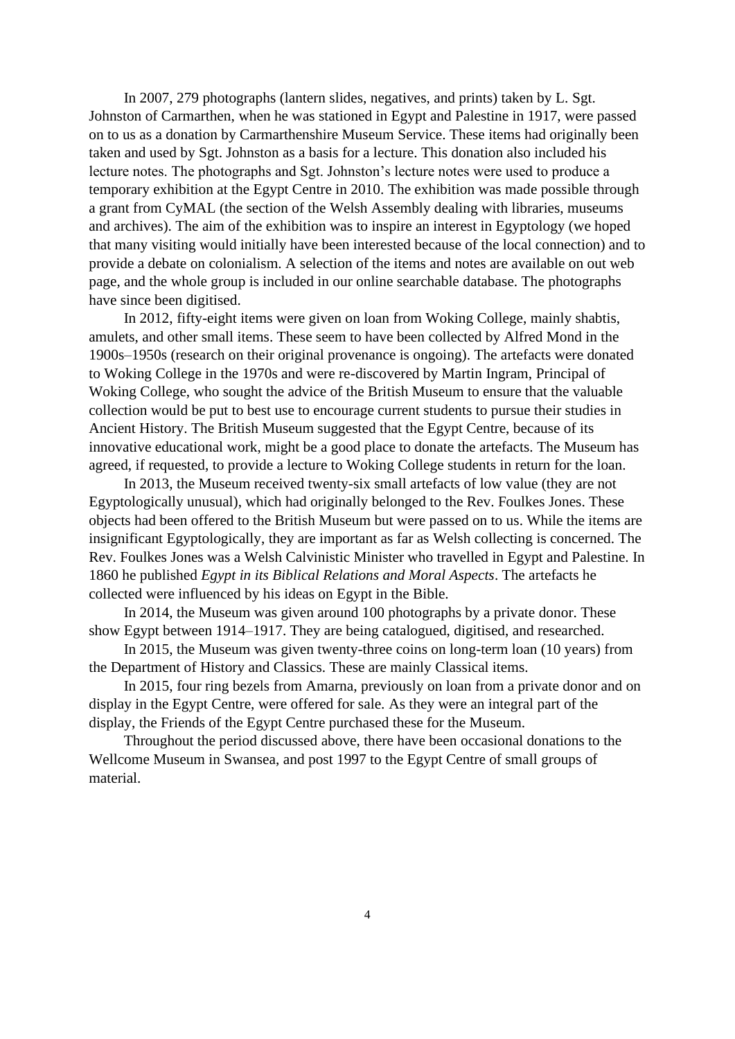In 2007, 279 photographs (lantern slides, negatives, and prints) taken by L. Sgt. Johnston of Carmarthen, when he was stationed in Egypt and Palestine in 1917, were passed on to us as a donation by Carmarthenshire Museum Service. These items had originally been taken and used by Sgt. Johnston as a basis for a lecture. This donation also included his lecture notes. The photographs and Sgt. Johnston's lecture notes were used to produce a temporary exhibition at the Egypt Centre in 2010. The exhibition was made possible through a grant from CyMAL (the section of the Welsh Assembly dealing with libraries, museums and archives). The aim of the exhibition was to inspire an interest in Egyptology (we hoped that many visiting would initially have been interested because of the local connection) and to provide a debate on colonialism. A selection of the items and notes are available on out web page, and the whole group is included in our online searchable database. The photographs have since been digitised.

In 2012, fifty-eight items were given on loan from Woking College, mainly shabtis, amulets, and other small items. These seem to have been collected by Alfred Mond in the 1900s–1950s (research on their original provenance is ongoing). The artefacts were donated to Woking College in the 1970s and were re-discovered by Martin Ingram, Principal of Woking College, who sought the advice of the British Museum to ensure that the valuable collection would be put to best use to encourage current students to pursue their studies in Ancient History. The British Museum suggested that the Egypt Centre, because of its innovative educational work, might be a good place to donate the artefacts. The Museum has agreed, if requested, to provide a lecture to Woking College students in return for the loan.

In 2013, the Museum received twenty-six small artefacts of low value (they are not Egyptologically unusual), which had originally belonged to the Rev. Foulkes Jones. These objects had been offered to the British Museum but were passed on to us. While the items are insignificant Egyptologically, they are important as far as Welsh collecting is concerned. The Rev. Foulkes Jones was a Welsh Calvinistic Minister who travelled in Egypt and Palestine. In 1860 he published *Egypt in its Biblical Relations and Moral Aspects*. The artefacts he collected were influenced by his ideas on Egypt in the Bible.

In 2014, the Museum was given around 100 photographs by a private donor. These show Egypt between 1914–1917. They are being catalogued, digitised, and researched.

In 2015, the Museum was given twenty-three coins on long-term loan (10 years) from the Department of History and Classics. These are mainly Classical items.

In 2015, four ring bezels from Amarna, previously on loan from a private donor and on display in the Egypt Centre, were offered for sale. As they were an integral part of the display, the Friends of the Egypt Centre purchased these for the Museum.

Throughout the period discussed above, there have been occasional donations to the Wellcome Museum in Swansea, and post 1997 to the Egypt Centre of small groups of material.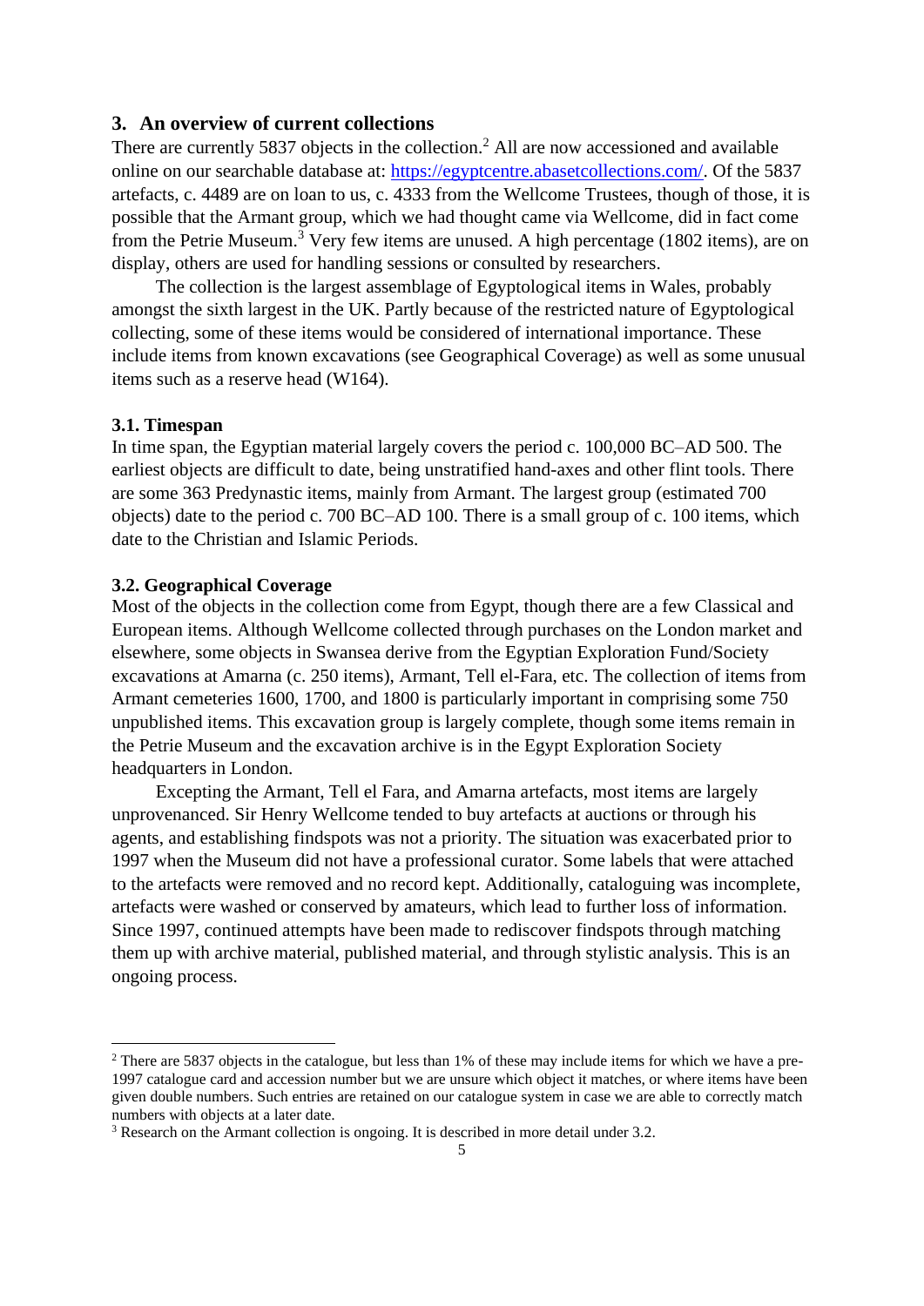## 3. An overview of current collections

There are currently 5837 objects in the collection.[2] All are now accessioned and available online on our searchable database at: [https://egyptcentre.abasetcollections.com/](https://egyptcentre.abasetcollections.com/). Of the 5837 artefacts, c. 4489 are on loan to us, c. 4333 from the Wellcome Trustees, though of those, it is possible that the Armant group, which we had thought came via Wellcome, did in fact come from the Petrie Museum.[3] Very few items are unused. A high percentage (1802 items), are on display, others are used for handling sessions or consulted by researchers.

The collection is the largest assemblage of Egyptological items in Wales, probably amongst the sixth largest in the UK. Partly because of the restricted nature of Egyptological collecting, some of these items would be considered of international importance. These include items from known excavations (see Geographical Coverage) as well as some unusual items such as a reserve head (W164).

### 3.1. Timespan

In time span, the Egyptian material largely covers the period c. 100,000 BC–AD 500. The earliest objects are difficult to date, being unstratified hand-axes and other flint tools. There are some 363 Predynastic items, mainly from Armant. The largest group (estimated 700 objects) date to the period c. 700 BC–AD 100. There is a small group of c. 100 items, which date to the Christian and Islamic Periods.

### 3.2. Geographical Coverage

Most of the objects in the collection come from Egypt, though there are a few Classical and European items. Although Wellcome collected through purchases on the London market and elsewhere, some objects in Swansea derive from the Egyptian Exploration Fund/Society excavations at Amarna (c. 250 items), Armant, Tell el-Fara, etc. The collection of items from Armant cemeteries 1600, 1700, and 1800 is particularly important in comprising some 750 unpublished items. This excavation group is largely complete, though some items remain in the Petrie Museum and the excavation archive is in the Egypt Exploration Society headquarters in London.

Excepting the Armant, Tell el Fara, and Amarna artefacts, most items are largely unprovenanced. Sir Henry Wellcome tended to buy artefacts at auctions or through his agents, and establishing findspots was not a priority. The situation was exacerbated prior to 1997 when the Museum did not have a professional curator. Some labels that were attached to the artefacts were removed and no record kept. Additionally, cataloguing was incomplete, artefacts were washed or conserved by amateurs, which lead to further loss of information. Since 1997, continued attempts have been made to rediscover findspots through matching them up with archive material, published material, and through stylistic analysis. This is an ongoing process.

---

[2] There are 5837 objects in the catalogue, but less than 1% of these may include items for which we have a pre-1997 catalogue card and accession number but we are unsure which object it matches, or where items have been given double numbers. Such entries are retained on our catalogue system in case we are able to correctly match numbers with objects at a later date.

[3] Research on the Armant collection is ongoing. It is described in more detail under 3.2.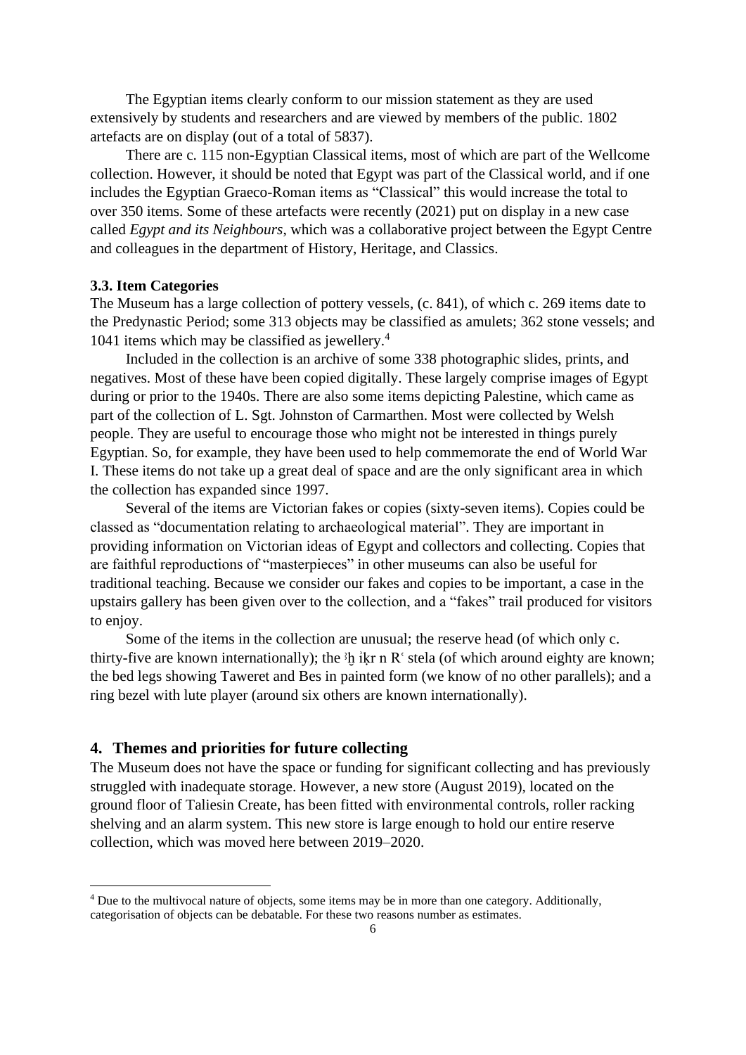The Egyptian items clearly conform to our mission statement as they are used extensively by students and researchers and are viewed by members of the public. 1802 artefacts are on display (out of a total of 5837).

There are c. 115 non-Egyptian Classical items, most of which are part of the Wellcome collection. However, it should be noted that Egypt was part of the Classical world, and if one includes the Egyptian Graeco-Roman items as "Classical" this would increase the total to over 350 items. Some of these artefacts were recently (2021) put on display in a new case called *Egypt and its Neighbours*, which was a collaborative project between the Egypt Centre and colleagues in the department of History, Heritage, and Classics.

### 3.3. Item Categories

The Museum has a large collection of pottery vessels, (c. 841), of which c. 269 items date to the Predynastic Period; some 313 objects may be classified as amulets; 362 stone vessels; and 1041 items which may be classified as jewellery.[4]

Included in the collection is an archive of some 338 photographic slides, prints, and negatives. Most of these have been copied digitally. These largely comprise images of Egypt during or prior to the 1940s. There are also some items depicting Palestine, which came as part of the collection of L. Sgt. Johnston of Carmarthen. Most were collected by Welsh people. They are useful to encourage those who might not be interested in things purely Egyptian. So, for example, they have been used to help commemorate the end of World War I. These items do not take up a great deal of space and are the only significant area in which the collection has expanded since 1997.

Several of the items are Victorian fakes or copies (sixty-seven items). Copies could be classed as "documentation relating to archaeological material". They are important in providing information on Victorian ideas of Egypt and collectors and collecting. Copies that are faithful reproductions of "masterpieces" in other museums can also be useful for traditional teaching. Because we consider our fakes and copies to be important, a case in the upstairs gallery has been given over to the collection, and a "fakes" trail produced for visitors to enjoy.

Some of the items in the collection are unusual; the reserve head (of which only c. thirty-five are known internationally); the ꜣḫ iḳr n Rꜥ stela (of which around eighty are known; the bed legs showing Taweret and Bes in painted form (we know of no other parallels); and a ring bezel with lute player (around six others are known internationally).

## 4. Themes and priorities for future collecting

The Museum does not have the space or funding for significant collecting and has previously struggled with inadequate storage. However, a new store (August 2019), located on the ground floor of Taliesin Create, has been fitted with environmental controls, roller racking shelving and an alarm system. This new store is large enough to hold our entire reserve collection, which was moved here between 2019–2020.

---

[4] Due to the multivocal nature of objects, some items may be in more than one category. Additionally, categorisation of objects can be debatable. For these two reasons number as estimates.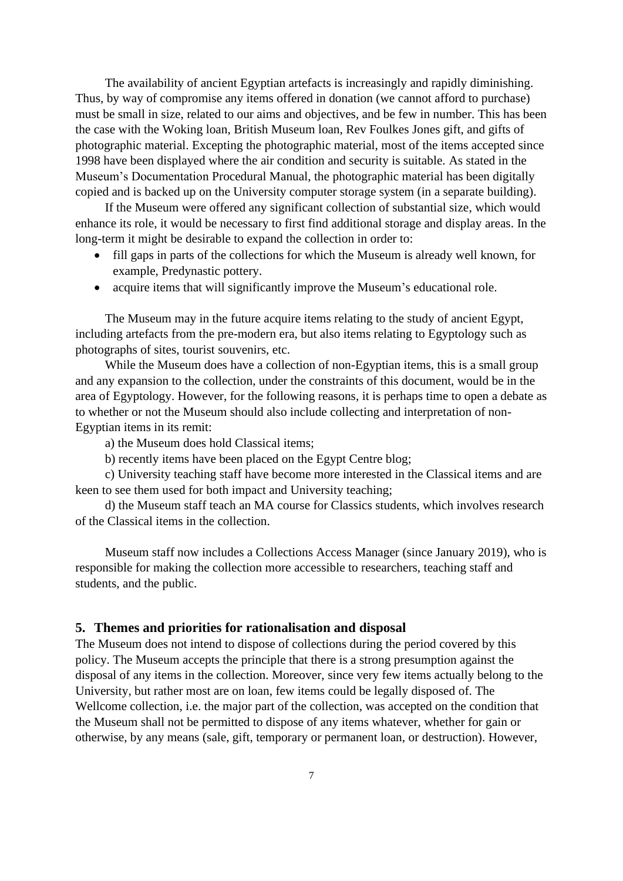The availability of ancient Egyptian artefacts is increasingly and rapidly diminishing. Thus, by way of compromise any items offered in donation (we cannot afford to purchase) must be small in size, related to our aims and objectives, and be few in number. This has been the case with the Woking loan, British Museum loan, Rev Foulkes Jones gift, and gifts of photographic material. Excepting the photographic material, most of the items accepted since 1998 have been displayed where the air condition and security is suitable. As stated in the Museum's Documentation Procedural Manual, the photographic material has been digitally copied and is backed up on the University computer storage system (in a separate building).

If the Museum were offered any significant collection of substantial size, which would enhance its role, it would be necessary to first find additional storage and display areas. In the long-term it might be desirable to expand the collection in order to:

- fill gaps in parts of the collections for which the Museum is already well known, for example, Predynastic pottery.
- acquire items that will significantly improve the Museum's educational role.

The Museum may in the future acquire items relating to the study of ancient Egypt, including artefacts from the pre-modern era, but also items relating to Egyptology such as photographs of sites, tourist souvenirs, etc.

While the Museum does have a collection of non-Egyptian items, this is a small group and any expansion to the collection, under the constraints of this document, would be in the area of Egyptology. However, for the following reasons, it is perhaps time to open a debate as to whether or not the Museum should also include collecting and interpretation of non-Egyptian items in its remit:

a) the Museum does hold Classical items;

b) recently items have been placed on the Egypt Centre blog;

c) University teaching staff have become more interested in the Classical items and are keen to see them used for both impact and University teaching;

d) the Museum staff teach an MA course for Classics students, which involves research of the Classical items in the collection.

Museum staff now includes a Collections Access Manager (since January 2019), who is responsible for making the collection more accessible to researchers, teaching staff and students, and the public.

## 5. Themes and priorities for rationalisation and disposal

The Museum does not intend to dispose of collections during the period covered by this policy. The Museum accepts the principle that there is a strong presumption against the disposal of any items in the collection. Moreover, since very few items actually belong to the University, but rather most are on loan, few items could be legally disposed of. The Wellcome collection, i.e. the major part of the collection, was accepted on the condition that the Museum shall not be permitted to dispose of any items whatever, whether for gain or otherwise, by any means (sale, gift, temporary or permanent loan, or destruction). However,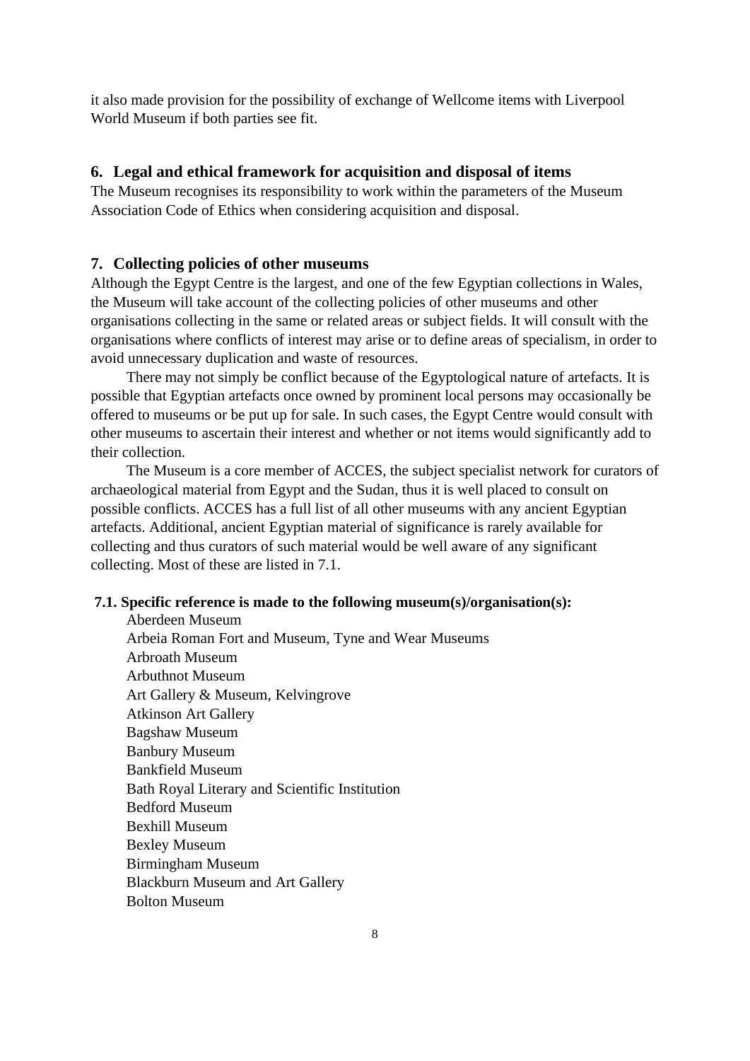it also made provision for the possibility of exchange of Wellcome items with Liverpool World Museum if both parties see fit.

## 6. Legal and ethical framework for acquisition and disposal of items

The Museum recognises its responsibility to work within the parameters of the Museum Association Code of Ethics when considering acquisition and disposal.

## 7. Collecting policies of other museums

Although the Egypt Centre is the largest, and one of the few Egyptian collections in Wales, the Museum will take account of the collecting policies of other museums and other organisations collecting in the same or related areas or subject fields. It will consult with the organisations where conflicts of interest may arise or to define areas of specialism, in order to avoid unnecessary duplication and waste of resources.

There may not simply be conflict because of the Egyptological nature of artefacts. It is possible that Egyptian artefacts once owned by prominent local persons may occasionally be offered to museums or be put up for sale. In such cases, the Egypt Centre would consult with other museums to ascertain their interest and whether or not items would significantly add to their collection.

The Museum is a core member of ACCES, the subject specialist network for curators of archaeological material from Egypt and the Sudan, thus it is well placed to consult on possible conflicts. ACCES has a full list of all other museums with any ancient Egyptian artefacts. Additional, ancient Egyptian material of significance is rarely available for collecting and thus curators of such material would be well aware of any significant collecting. Most of these are listed in 7.1.

**7.1. Specific reference is made to the following museum(s)/organisation(s):**

Aberdeen Museum
Arbeia Roman Fort and Museum, Tyne and Wear Museums
Arbroath Museum
Arbuthnot Museum
Art Gallery & Museum, Kelvingrove
Atkinson Art Gallery
Bagshaw Museum
Banbury Museum
Bankfield Museum
Bath Royal Literary and Scientific Institution
Bedford Museum
Bexhill Museum
Bexley Museum
Birmingham Museum
Blackburn Museum and Art Gallery
Bolton Museum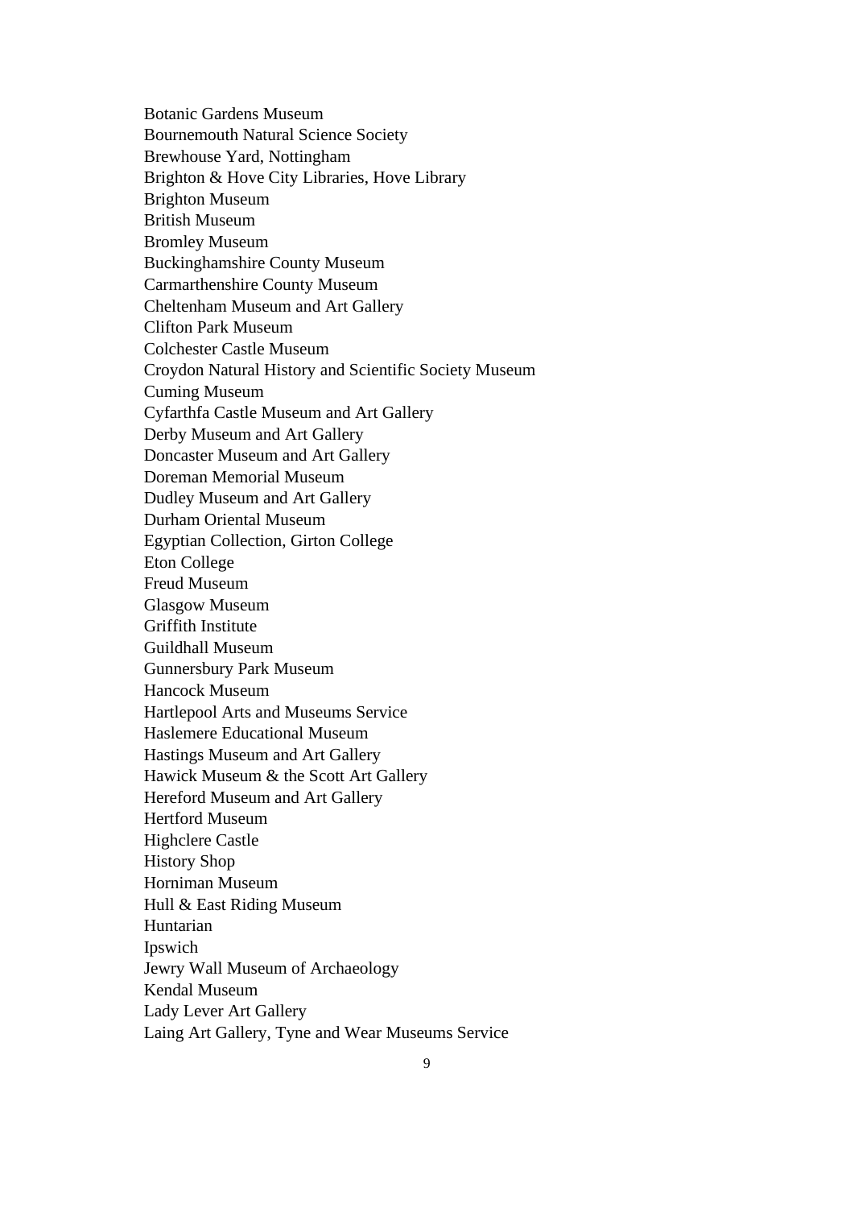Botanic Gardens Museum
Bournemouth Natural Science Society
Brewhouse Yard, Nottingham
Brighton & Hove City Libraries, Hove Library
Brighton Museum
British Museum
Bromley Museum
Buckinghamshire County Museum
Carmarthenshire County Museum
Cheltenham Museum and Art Gallery
Clifton Park Museum
Colchester Castle Museum
Croydon Natural History and Scientific Society Museum
Cuming Museum
Cyfarthfa Castle Museum and Art Gallery
Derby Museum and Art Gallery
Doncaster Museum and Art Gallery
Doreman Memorial Museum
Dudley Museum and Art Gallery
Durham Oriental Museum
Egyptian Collection, Girton College
Eton College
Freud Museum
Glasgow Museum
Griffith Institute
Guildhall Museum
Gunnersbury Park Museum
Hancock Museum
Hartlepool Arts and Museums Service
Haslemere Educational Museum
Hastings Museum and Art Gallery
Hawick Museum & the Scott Art Gallery
Hereford Museum and Art Gallery
Hertford Museum
Highclere Castle
History Shop
Horniman Museum
Hull & East Riding Museum
Huntarian
Ipswich
Jewry Wall Museum of Archaeology
Kendal Museum
Lady Lever Art Gallery
Laing Art Gallery, Tyne and Wear Museums Service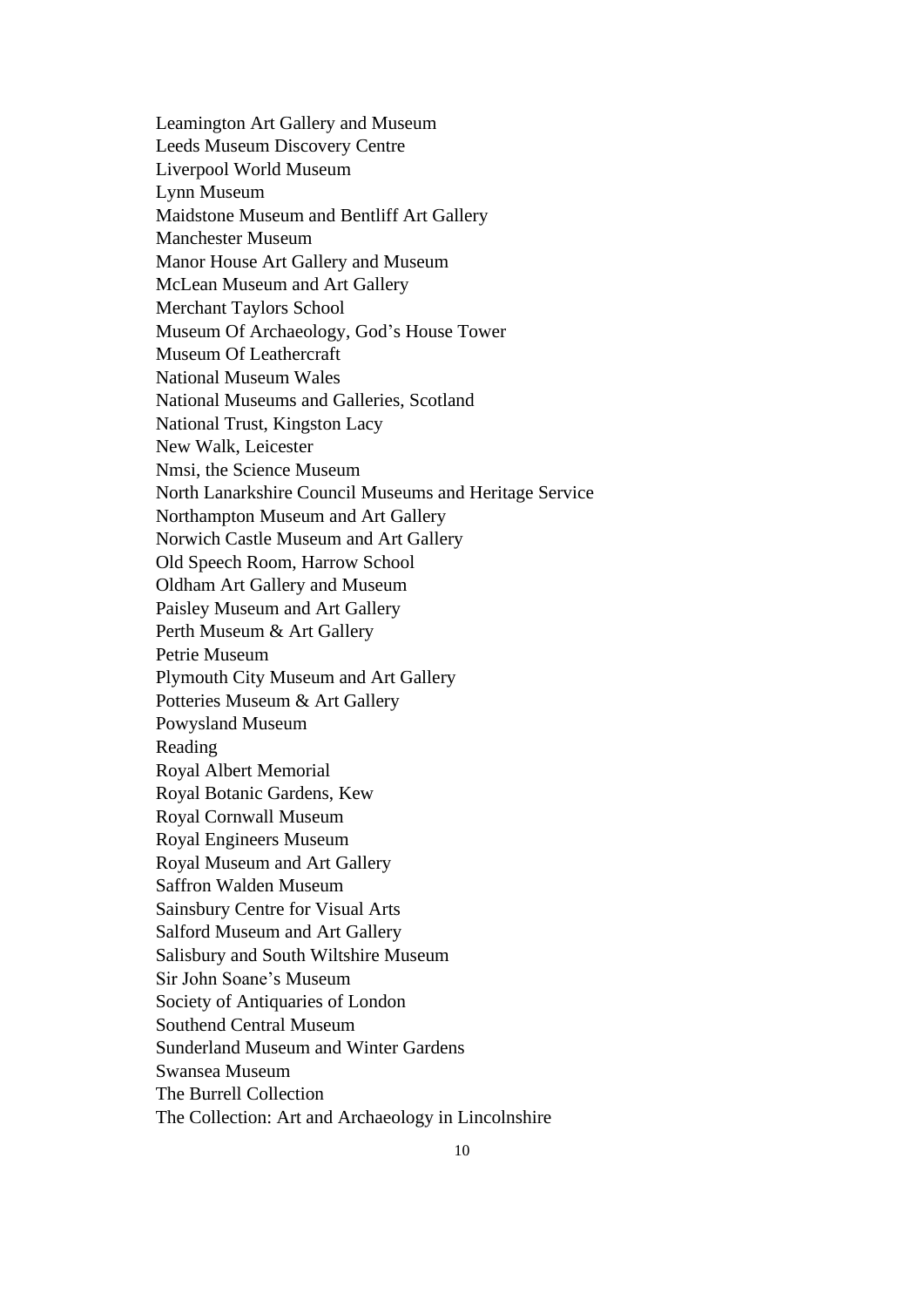Leamington Art Gallery and Museum
Leeds Museum Discovery Centre
Liverpool World Museum
Lynn Museum
Maidstone Museum and Bentliff Art Gallery
Manchester Museum
Manor House Art Gallery and Museum
McLean Museum and Art Gallery
Merchant Taylors School
Museum Of Archaeology, God's House Tower
Museum Of Leathercraft
National Museum Wales
National Museums and Galleries, Scotland
National Trust, Kingston Lacy
New Walk, Leicester
Nmsi, the Science Museum
North Lanarkshire Council Museums and Heritage Service
Northampton Museum and Art Gallery
Norwich Castle Museum and Art Gallery
Old Speech Room, Harrow School
Oldham Art Gallery and Museum
Paisley Museum and Art Gallery
Perth Museum & Art Gallery
Petrie Museum
Plymouth City Museum and Art Gallery
Potteries Museum & Art Gallery
Powysland Museum
Reading
Royal Albert Memorial
Royal Botanic Gardens, Kew
Royal Cornwall Museum
Royal Engineers Museum
Royal Museum and Art Gallery
Saffron Walden Museum
Sainsbury Centre for Visual Arts
Salford Museum and Art Gallery
Salisbury and South Wiltshire Museum
Sir John Soane's Museum
Society of Antiquaries of London
Southend Central Museum
Sunderland Museum and Winter Gardens
Swansea Museum
The Burrell Collection
The Collection: Art and Archaeology in Lincolnshire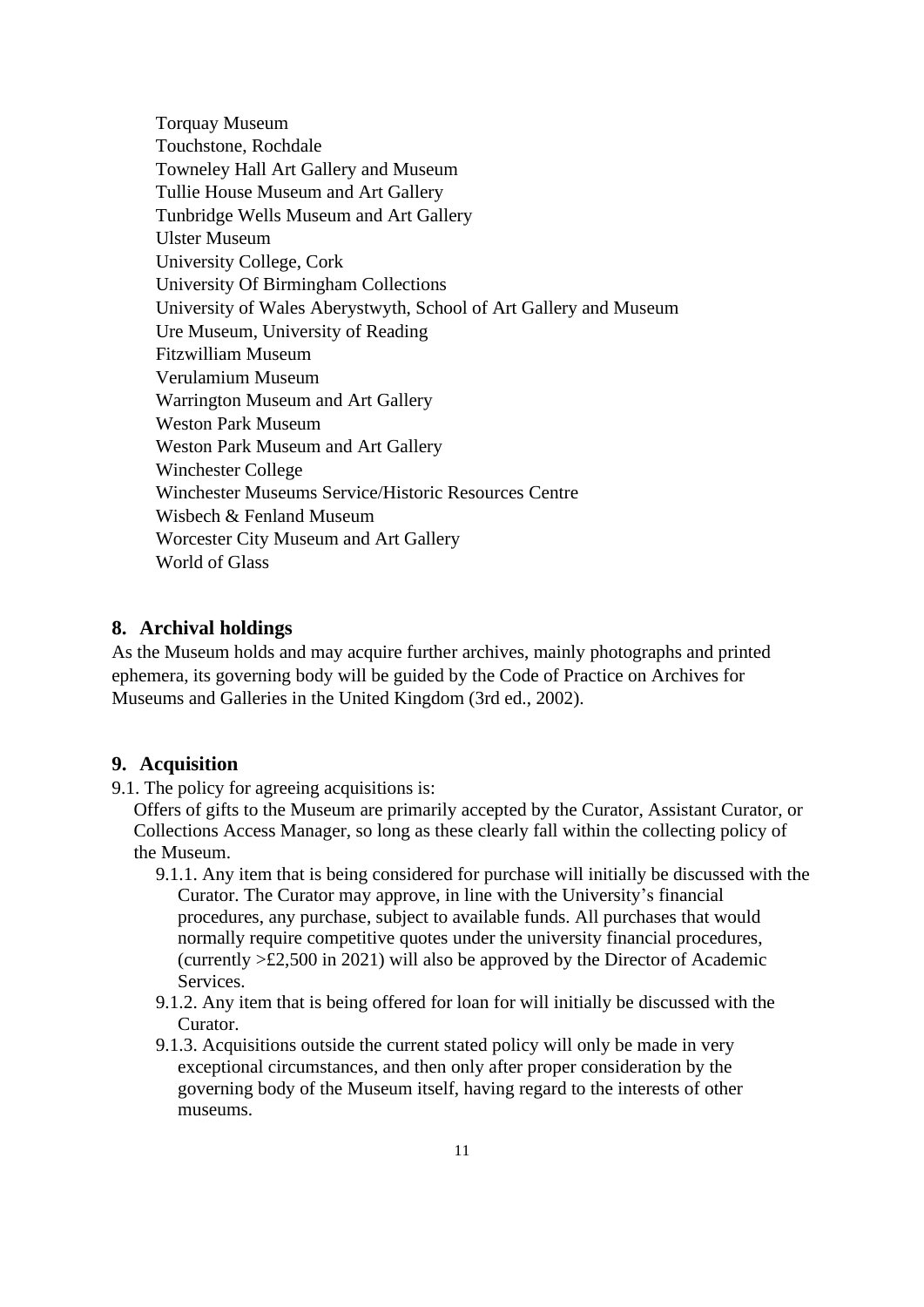Torquay Museum
Touchstone, Rochdale
Towneley Hall Art Gallery and Museum
Tullie House Museum and Art Gallery
Tunbridge Wells Museum and Art Gallery
Ulster Museum
University College, Cork
University Of Birmingham Collections
University of Wales Aberystwyth, School of Art Gallery and Museum
Ure Museum, University of Reading
Fitzwilliam Museum
Verulamium Museum
Warrington Museum and Art Gallery
Weston Park Museum
Weston Park Museum and Art Gallery
Winchester College
Winchester Museums Service/Historic Resources Centre
Wisbech & Fenland Museum
Worcester City Museum and Art Gallery
World of Glass

## 8. Archival holdings

As the Museum holds and may acquire further archives, mainly photographs and printed ephemera, its governing body will be guided by the Code of Practice on Archives for Museums and Galleries in the United Kingdom (3rd ed., 2002).

## 9. Acquisition

9.1. The policy for agreeing acquisitions is:

Offers of gifts to the Museum are primarily accepted by the Curator, Assistant Curator, or Collections Access Manager, so long as these clearly fall within the collecting policy of the Museum.

- 9.1.1. Any item that is being considered for purchase will initially be discussed with the Curator. The Curator may approve, in line with the University's financial procedures, any purchase, subject to available funds. All purchases that would normally require competitive quotes under the university financial procedures, (currently >£2,500 in 2021) will also be approved by the Director of Academic Services.
- 9.1.2. Any item that is being offered for loan for will initially be discussed with the Curator.
- 9.1.3. Acquisitions outside the current stated policy will only be made in very exceptional circumstances, and then only after proper consideration by the governing body of the Museum itself, having regard to the interests of other museums.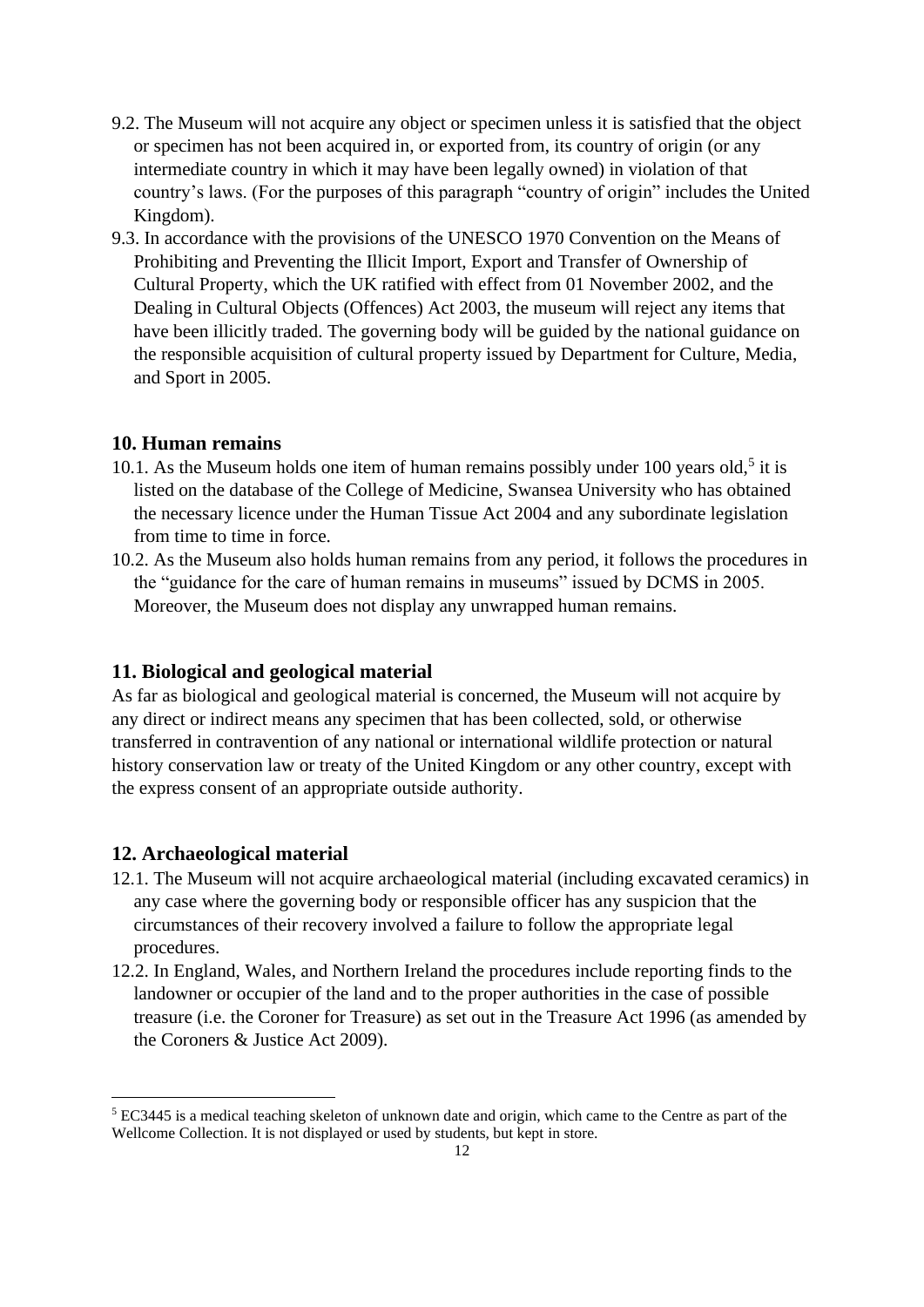9.2. The Museum will not acquire any object or specimen unless it is satisfied that the object or specimen has not been acquired in, or exported from, its country of origin (or any intermediate country in which it may have been legally owned) in violation of that country's laws. (For the purposes of this paragraph "country of origin" includes the United Kingdom).

9.3. In accordance with the provisions of the UNESCO 1970 Convention on the Means of Prohibiting and Preventing the Illicit Import, Export and Transfer of Ownership of Cultural Property, which the UK ratified with effect from 01 November 2002, and the Dealing in Cultural Objects (Offences) Act 2003, the museum will reject any items that have been illicitly traded. The governing body will be guided by the national guidance on the responsible acquisition of cultural property issued by Department for Culture, Media, and Sport in 2005.

## 10. Human remains

10.1. As the Museum holds one item of human remains possibly under 100 years old,[5] it is listed on the database of the College of Medicine, Swansea University who has obtained the necessary licence under the Human Tissue Act 2004 and any subordinate legislation from time to time in force.

10.2. As the Museum also holds human remains from any period, it follows the procedures in the "guidance for the care of human remains in museums" issued by DCMS in 2005. Moreover, the Museum does not display any unwrapped human remains.

## 11. Biological and geological material

As far as biological and geological material is concerned, the Museum will not acquire by any direct or indirect means any specimen that has been collected, sold, or otherwise transferred in contravention of any national or international wildlife protection or natural history conservation law or treaty of the United Kingdom or any other country, except with the express consent of an appropriate outside authority.

## 12. Archaeological material

12.1. The Museum will not acquire archaeological material (including excavated ceramics) in any case where the governing body or responsible officer has any suspicion that the circumstances of their recovery involved a failure to follow the appropriate legal procedures.

12.2. In England, Wales, and Northern Ireland the procedures include reporting finds to the landowner or occupier of the land and to the proper authorities in the case of possible treasure (i.e. the Coroner for Treasure) as set out in the Treasure Act 1996 (as amended by the Coroners & Justice Act 2009).

---

[5] EC3445 is a medical teaching skeleton of unknown date and origin, which came to the Centre as part of the Wellcome Collection. It is not displayed or used by students, but kept in store.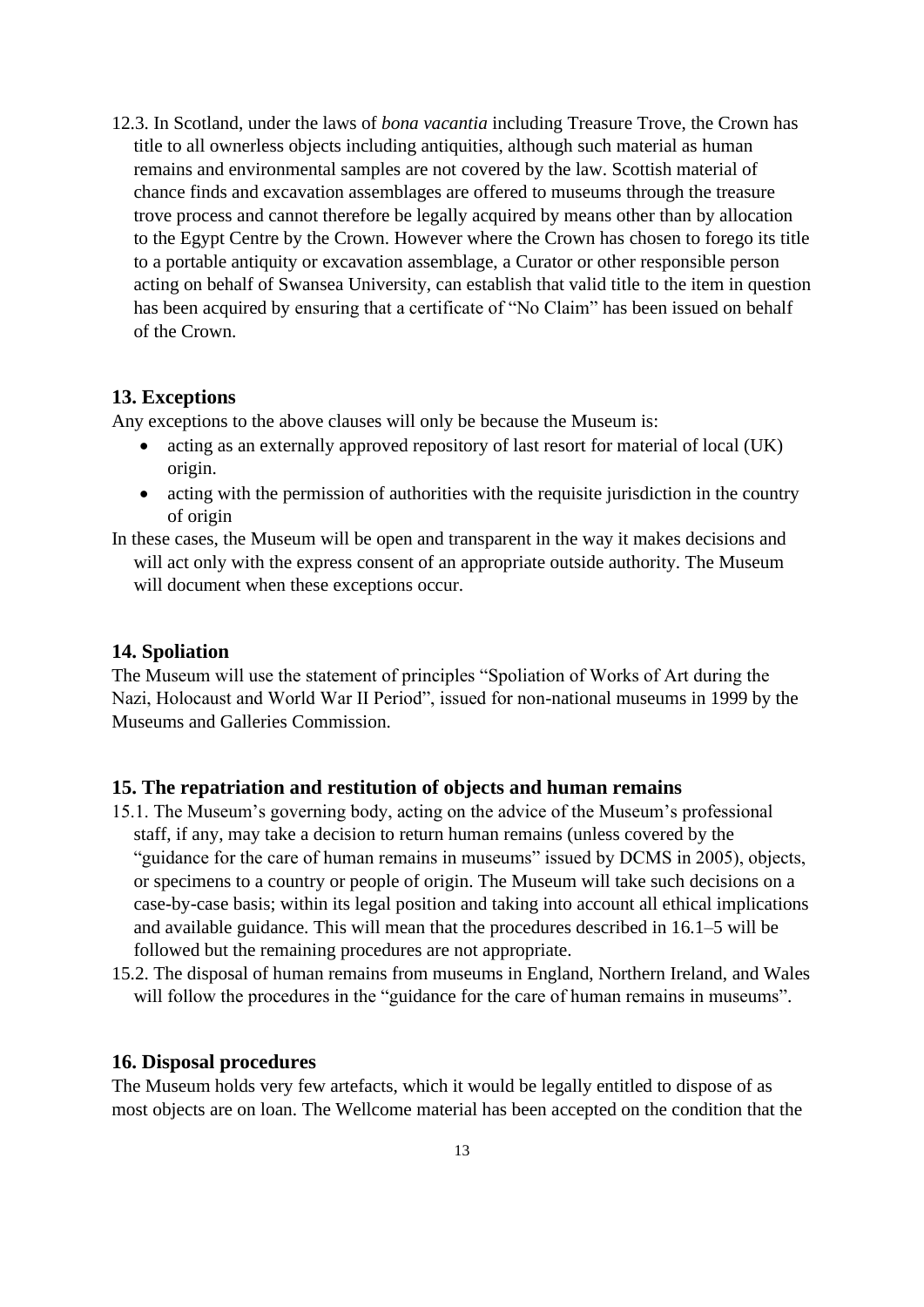12.3. In Scotland, under the laws of *bona vacantia* including Treasure Trove, the Crown has title to all ownerless objects including antiquities, although such material as human remains and environmental samples are not covered by the law. Scottish material of chance finds and excavation assemblages are offered to museums through the treasure trove process and cannot therefore be legally acquired by means other than by allocation to the Egypt Centre by the Crown. However where the Crown has chosen to forego its title to a portable antiquity or excavation assemblage, a Curator or other responsible person acting on behalf of Swansea University, can establish that valid title to the item in question has been acquired by ensuring that a certificate of "No Claim" has been issued on behalf of the Crown.

## 13. Exceptions

Any exceptions to the above clauses will only be because the Museum is:

- acting as an externally approved repository of last resort for material of local (UK) origin.
- acting with the permission of authorities with the requisite jurisdiction in the country of origin

In these cases, the Museum will be open and transparent in the way it makes decisions and will act only with the express consent of an appropriate outside authority. The Museum will document when these exceptions occur.

## 14. Spoliation

The Museum will use the statement of principles "Spoliation of Works of Art during the Nazi, Holocaust and World War II Period", issued for non-national museums in 1999 by the Museums and Galleries Commission.

## 15. The repatriation and restitution of objects and human remains

15.1. The Museum's governing body, acting on the advice of the Museum's professional staff, if any, may take a decision to return human remains (unless covered by the "guidance for the care of human remains in museums" issued by DCMS in 2005), objects, or specimens to a country or people of origin. The Museum will take such decisions on a case-by-case basis; within its legal position and taking into account all ethical implications and available guidance. This will mean that the procedures described in 16.1–5 will be followed but the remaining procedures are not appropriate.

15.2. The disposal of human remains from museums in England, Northern Ireland, and Wales will follow the procedures in the "guidance for the care of human remains in museums".

## 16. Disposal procedures

The Museum holds very few artefacts, which it would be legally entitled to dispose of as most objects are on loan. The Wellcome material has been accepted on the condition that the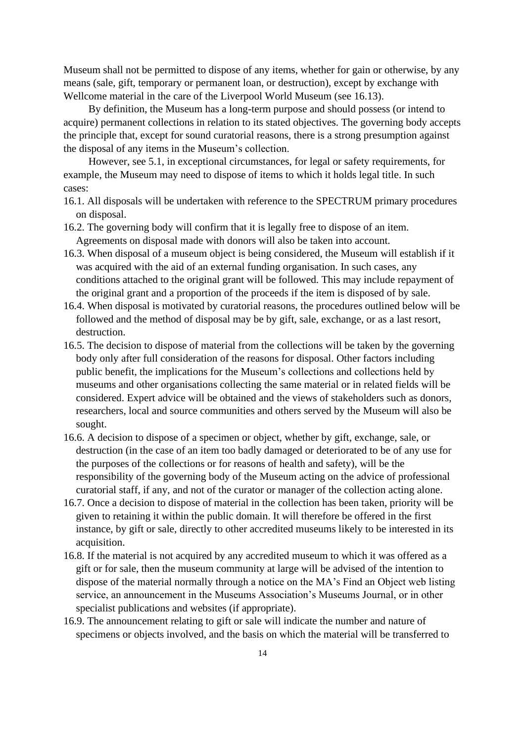Museum shall not be permitted to dispose of any items, whether for gain or otherwise, by any means (sale, gift, temporary or permanent loan, or destruction), except by exchange with Wellcome material in the care of the Liverpool World Museum (see 16.13).

By definition, the Museum has a long-term purpose and should possess (or intend to acquire) permanent collections in relation to its stated objectives. The governing body accepts the principle that, except for sound curatorial reasons, there is a strong presumption against the disposal of any items in the Museum's collection.

However, see 5.1, in exceptional circumstances, for legal or safety requirements, for example, the Museum may need to dispose of items to which it holds legal title. In such cases:

16.1. All disposals will be undertaken with reference to the SPECTRUM primary procedures on disposal.

16.2. The governing body will confirm that it is legally free to dispose of an item. Agreements on disposal made with donors will also be taken into account.

16.3. When disposal of a museum object is being considered, the Museum will establish if it was acquired with the aid of an external funding organisation. In such cases, any conditions attached to the original grant will be followed. This may include repayment of the original grant and a proportion of the proceeds if the item is disposed of by sale.

16.4. When disposal is motivated by curatorial reasons, the procedures outlined below will be followed and the method of disposal may be by gift, sale, exchange, or as a last resort, destruction.

16.5. The decision to dispose of material from the collections will be taken by the governing body only after full consideration of the reasons for disposal. Other factors including public benefit, the implications for the Museum's collections and collections held by museums and other organisations collecting the same material or in related fields will be considered. Expert advice will be obtained and the views of stakeholders such as donors, researchers, local and source communities and others served by the Museum will also be sought.

16.6. A decision to dispose of a specimen or object, whether by gift, exchange, sale, or destruction (in the case of an item too badly damaged or deteriorated to be of any use for the purposes of the collections or for reasons of health and safety), will be the responsibility of the governing body of the Museum acting on the advice of professional curatorial staff, if any, and not of the curator or manager of the collection acting alone.

16.7. Once a decision to dispose of material in the collection has been taken, priority will be given to retaining it within the public domain. It will therefore be offered in the first instance, by gift or sale, directly to other accredited museums likely to be interested in its acquisition.

16.8. If the material is not acquired by any accredited museum to which it was offered as a gift or for sale, then the museum community at large will be advised of the intention to dispose of the material normally through a notice on the MA's Find an Object web listing service, an announcement in the Museums Association's Museums Journal, or in other specialist publications and websites (if appropriate).

16.9. The announcement relating to gift or sale will indicate the number and nature of specimens or objects involved, and the basis on which the material will be transferred to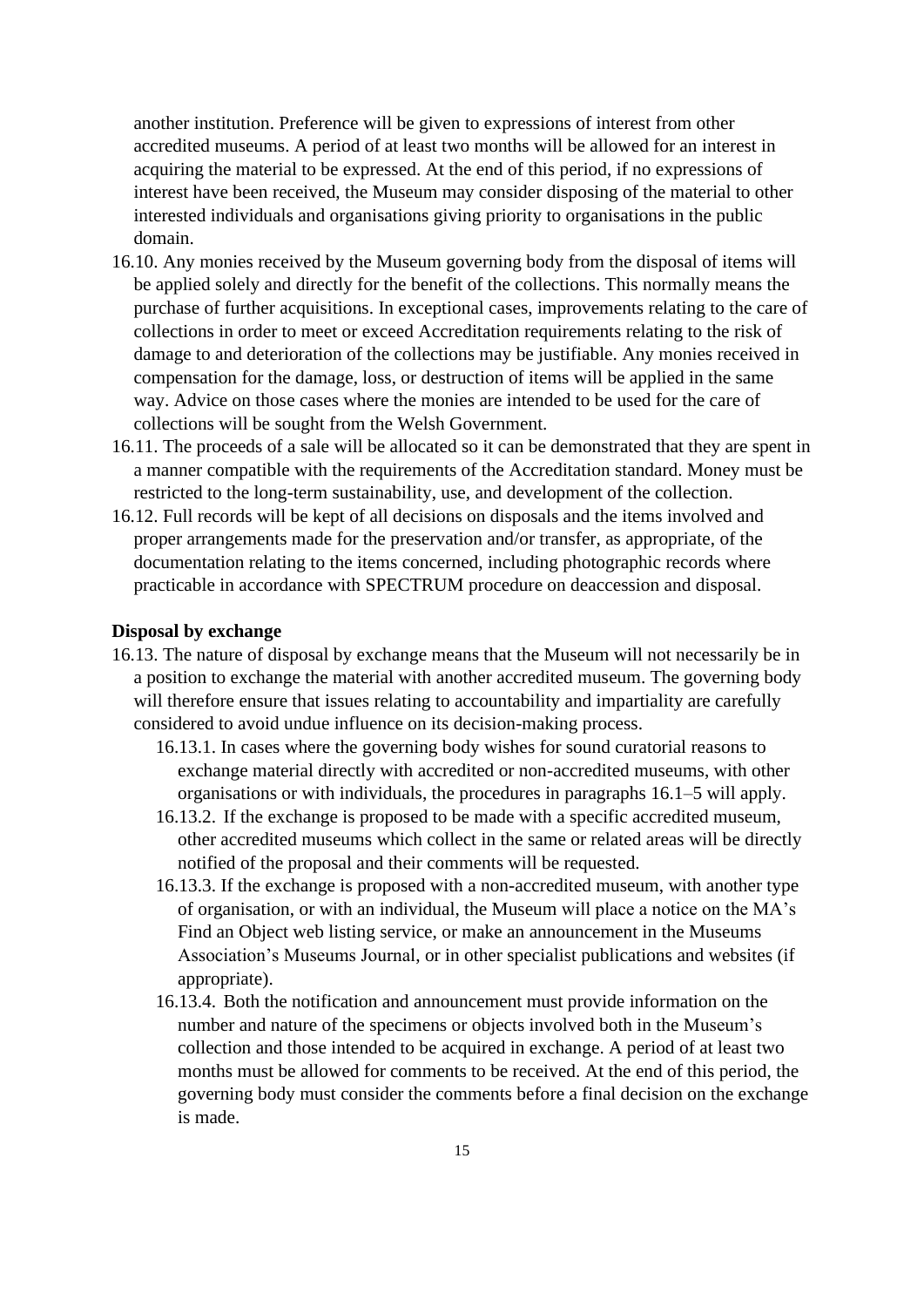another institution. Preference will be given to expressions of interest from other accredited museums. A period of at least two months will be allowed for an interest in acquiring the material to be expressed. At the end of this period, if no expressions of interest have been received, the Museum may consider disposing of the material to other interested individuals and organisations giving priority to organisations in the public domain.

16.10. Any monies received by the Museum governing body from the disposal of items will be applied solely and directly for the benefit of the collections. This normally means the purchase of further acquisitions. In exceptional cases, improvements relating to the care of collections in order to meet or exceed Accreditation requirements relating to the risk of damage to and deterioration of the collections may be justifiable. Any monies received in compensation for the damage, loss, or destruction of items will be applied in the same way. Advice on those cases where the monies are intended to be used for the care of collections will be sought from the Welsh Government.

16.11. The proceeds of a sale will be allocated so it can be demonstrated that they are spent in a manner compatible with the requirements of the Accreditation standard. Money must be restricted to the long-term sustainability, use, and development of the collection.

16.12. Full records will be kept of all decisions on disposals and the items involved and proper arrangements made for the preservation and/or transfer, as appropriate, of the documentation relating to the items concerned, including photographic records where practicable in accordance with SPECTRUM procedure on deaccession and disposal.

**Disposal by exchange**

16.13. The nature of disposal by exchange means that the Museum will not necessarily be in a position to exchange the material with another accredited museum. The governing body will therefore ensure that issues relating to accountability and impartiality are carefully considered to avoid undue influence on its decision-making process.

- 16.13.1. In cases where the governing body wishes for sound curatorial reasons to exchange material directly with accredited or non-accredited museums, with other organisations or with individuals, the procedures in paragraphs 16.1–5 will apply.
- 16.13.2. If the exchange is proposed to be made with a specific accredited museum, other accredited museums which collect in the same or related areas will be directly notified of the proposal and their comments will be requested.
- 16.13.3. If the exchange is proposed with a non-accredited museum, with another type of organisation, or with an individual, the Museum will place a notice on the MA's Find an Object web listing service, or make an announcement in the Museums Association's Museums Journal, or in other specialist publications and websites (if appropriate).
- 16.13.4. Both the notification and announcement must provide information on the number and nature of the specimens or objects involved both in the Museum's collection and those intended to be acquired in exchange. A period of at least two months must be allowed for comments to be received. At the end of this period, the governing body must consider the comments before a final decision on the exchange is made.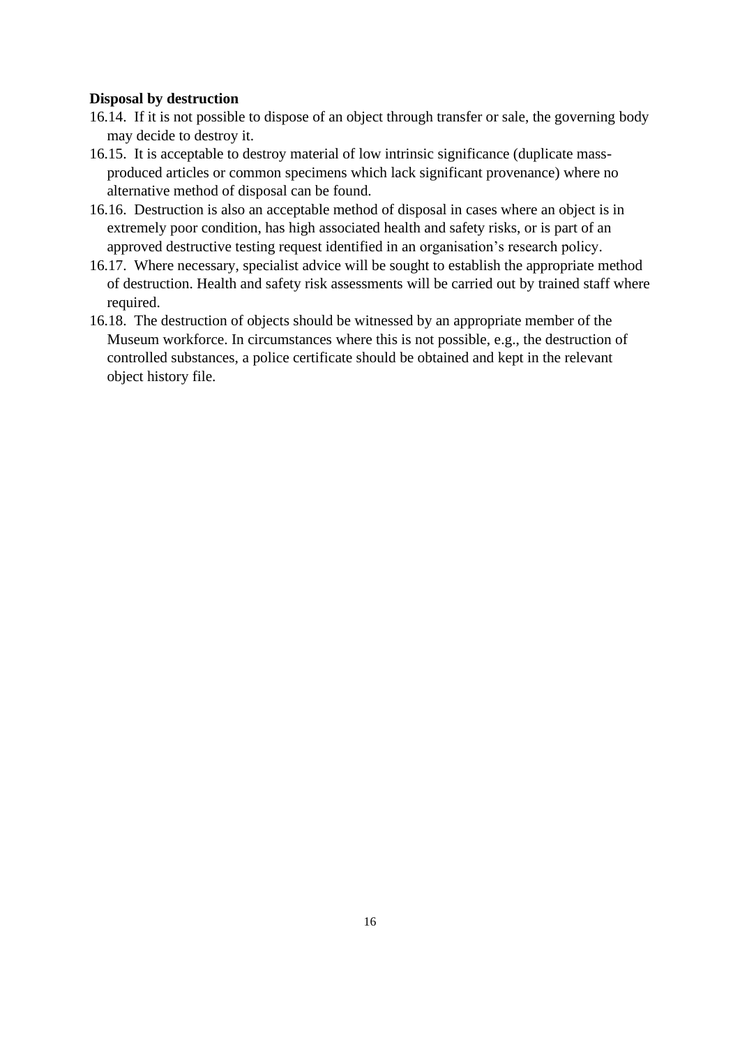**Disposal by destruction**

16.14. If it is not possible to dispose of an object through transfer or sale, the governing body may decide to destroy it.

16.15. It is acceptable to destroy material of low intrinsic significance (duplicate mass-produced articles or common specimens which lack significant provenance) where no alternative method of disposal can be found.

16.16. Destruction is also an acceptable method of disposal in cases where an object is in extremely poor condition, has high associated health and safety risks, or is part of an approved destructive testing request identified in an organisation's research policy.

16.17. Where necessary, specialist advice will be sought to establish the appropriate method of destruction. Health and safety risk assessments will be carried out by trained staff where required.

16.18. The destruction of objects should be witnessed by an appropriate member of the Museum workforce. In circumstances where this is not possible, e.g., the destruction of controlled substances, a police certificate should be obtained and kept in the relevant object history file.